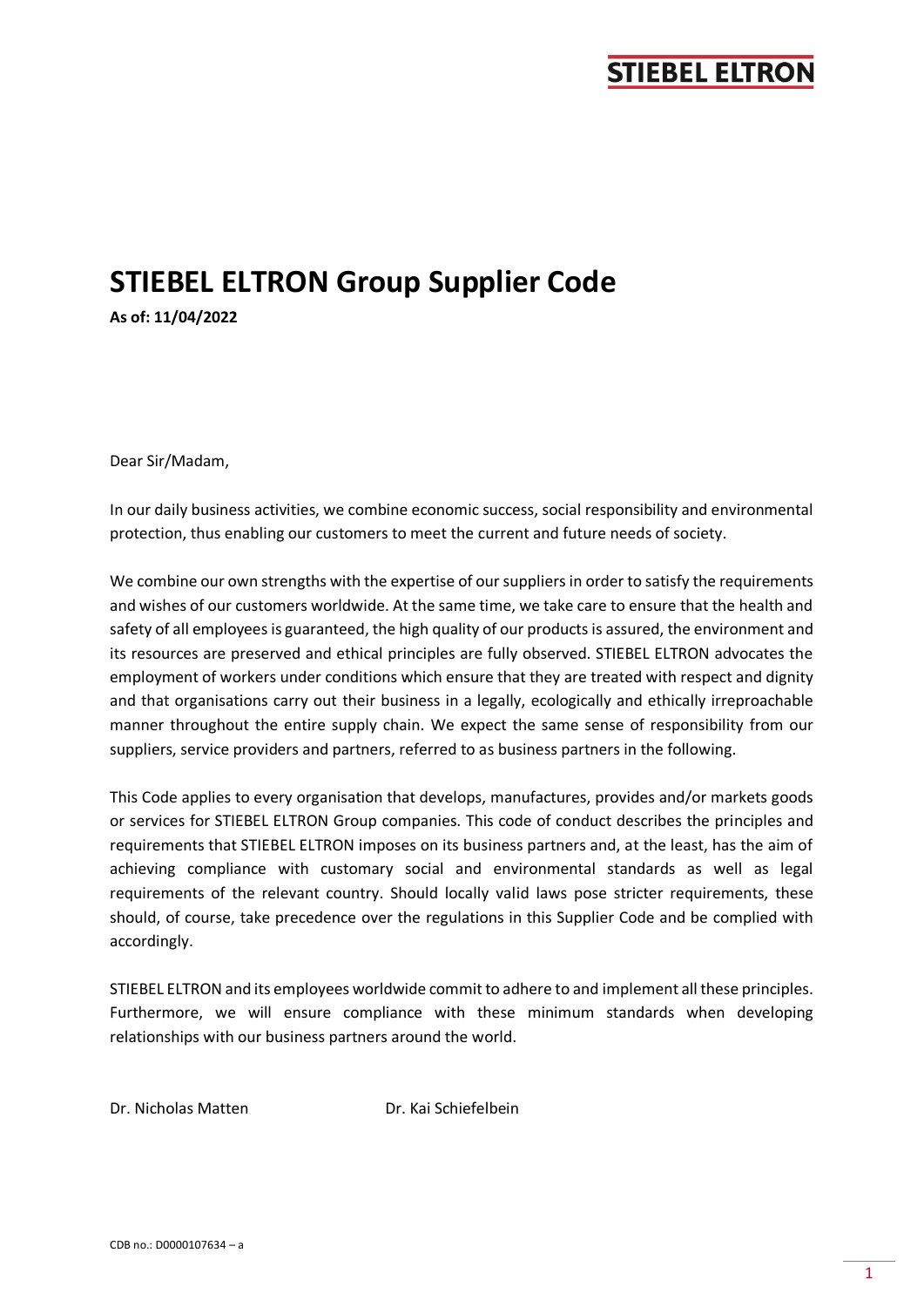# STIEBEL ELTRON Group Supplier Code

**As of: 11/04/2022**

Dear Sir/Madam,

In our daily business activities, we combine economic success, social responsibility and environmental protection, thus enabling our customers to meet the current and future needs of society.

We combine our own strengths with the expertise of our suppliers in order to satisfy the requirements and wishes of our customers worldwide. At the same time, we take care to ensure that the health and safety of all employees is guaranteed, the high quality of our products is assured, the environment and its resources are preserved and ethical principles are fully observed. STIEBEL ELTRON advocates the employment of workers under conditions which ensure that they are treated with respect and dignity and that organisations carry out their business in a legally, ecologically and ethically irreproachable manner throughout the entire supply chain. We expect the same sense of responsibility from our suppliers, service providers and partners, referred to as business partners in the following.

This Code applies to every organisation that develops, manufactures, provides and/or markets goods or services for STIEBEL ELTRON Group companies. This code of conduct describes the principles and requirements that STIEBEL ELTRON imposes on its business partners and, at the least, has the aim of achieving compliance with customary social and environmental standards as well as legal requirements of the relevant country. Should locally valid laws pose stricter requirements, these should, of course, take precedence over the regulations in this Supplier Code and be complied with accordingly.

STIEBEL ELTRON and its employees worldwide commit to adhere to and implement all these principles. Furthermore, we will ensure compliance with these minimum standards when developing relationships with our business partners around the world.

Dr. Nicholas Matten          Dr. Kai Schiefelbein

CDB no.: D0000107634 – a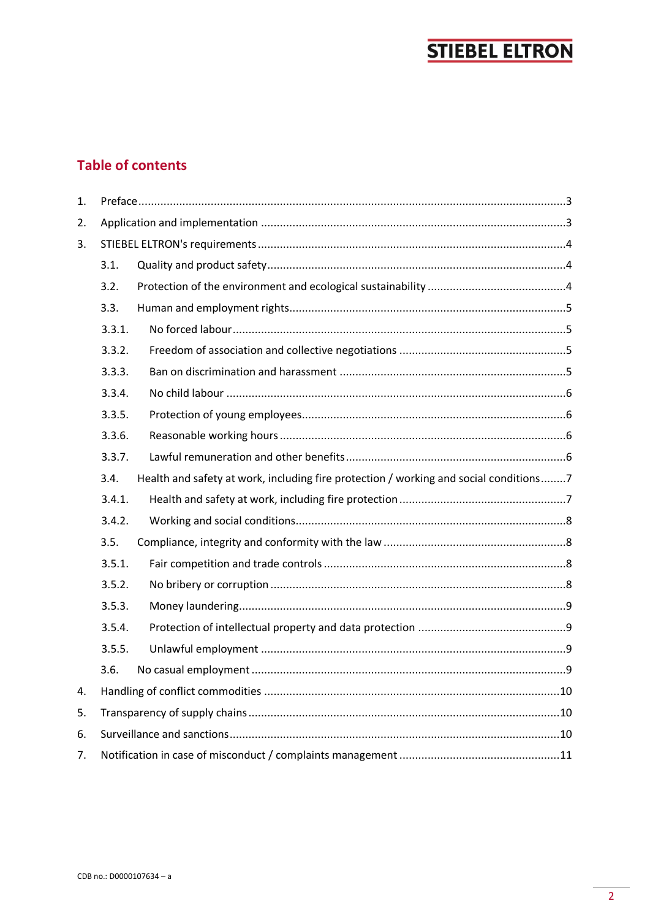## Table of contents

1. Preface ..... 3
2. Application and implementation ..... 3
3. STIEBEL ELTRON's requirements ..... 4
   - 3.1. Quality and product safety ..... 4
   - 3.2. Protection of the environment and ecological sustainability ..... 4
   - 3.3. Human and employment rights ..... 5
     - 3.3.1. No forced labour ..... 5
     - 3.3.2. Freedom of association and collective negotiations ..... 5
     - 3.3.3. Ban on discrimination and harassment ..... 5
     - 3.3.4. No child labour ..... 6
     - 3.3.5. Protection of young employees ..... 6
     - 3.3.6. Reasonable working hours ..... 6
     - 3.3.7. Lawful remuneration and other benefits ..... 6
   - 3.4. Health and safety at work, including fire protection / working and social conditions ..... 7
     - 3.4.1. Health and safety at work, including fire protection ..... 7
     - 3.4.2. Working and social conditions ..... 8
   - 3.5. Compliance, integrity and conformity with the law ..... 8
     - 3.5.1. Fair competition and trade controls ..... 8
     - 3.5.2. No bribery or corruption ..... 8
     - 3.5.3. Money laundering ..... 9
     - 3.5.4. Protection of intellectual property and data protection ..... 9
     - 3.5.5. Unlawful employment ..... 9
   - 3.6. No casual employment ..... 9
4. Handling of conflict commodities ..... 10
5. Transparency of supply chains ..... 10
6. Surveillance and sanctions ..... 10
7. Notification in case of misconduct / complaints management ..... 11

CDB no.: D0000107634 – a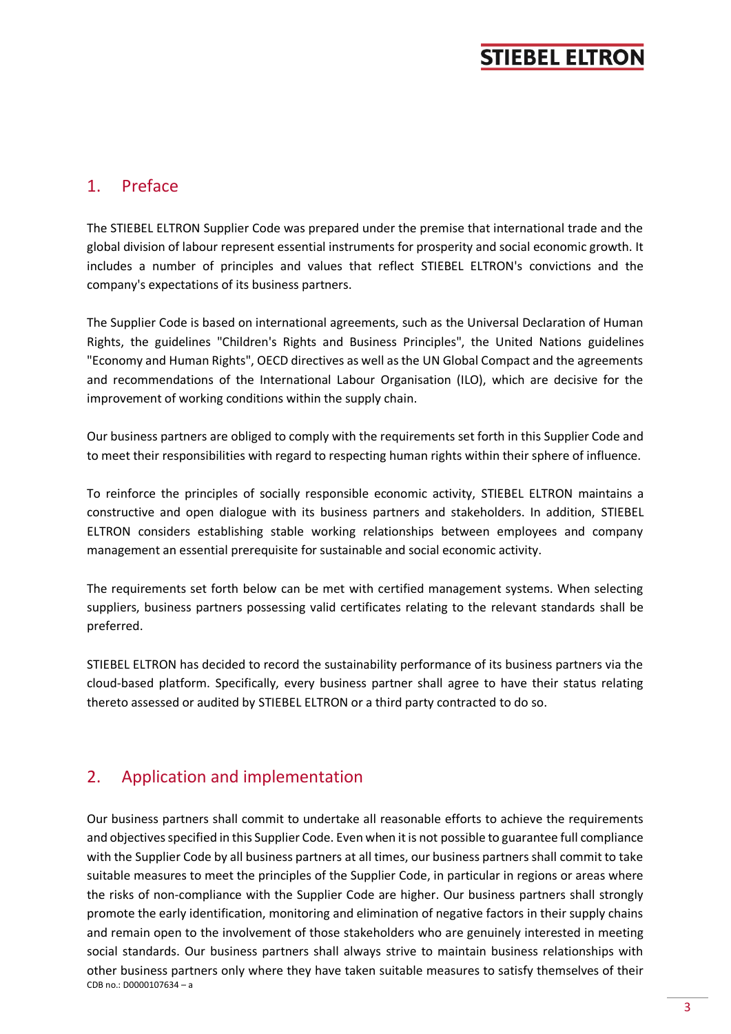## 1. Preface

The STIEBEL ELTRON Supplier Code was prepared under the premise that international trade and the global division of labour represent essential instruments for prosperity and social economic growth. It includes a number of principles and values that reflect STIEBEL ELTRON's convictions and the company's expectations of its business partners.

The Supplier Code is based on international agreements, such as the Universal Declaration of Human Rights, the guidelines "Children's Rights and Business Principles", the United Nations guidelines "Economy and Human Rights", OECD directives as well as the UN Global Compact and the agreements and recommendations of the International Labour Organisation (ILO), which are decisive for the improvement of working conditions within the supply chain.

Our business partners are obliged to comply with the requirements set forth in this Supplier Code and to meet their responsibilities with regard to respecting human rights within their sphere of influence.

To reinforce the principles of socially responsible economic activity, STIEBEL ELTRON maintains a constructive and open dialogue with its business partners and stakeholders. In addition, STIEBEL ELTRON considers establishing stable working relationships between employees and company management an essential prerequisite for sustainable and social economic activity.

The requirements set forth below can be met with certified management systems. When selecting suppliers, business partners possessing valid certificates relating to the relevant standards shall be preferred.

STIEBEL ELTRON has decided to record the sustainability performance of its business partners via the cloud-based platform. Specifically, every business partner shall agree to have their status relating thereto assessed or audited by STIEBEL ELTRON or a third party contracted to do so.

## 2. Application and implementation

Our business partners shall commit to undertake all reasonable efforts to achieve the requirements and objectives specified in this Supplier Code. Even when it is not possible to guarantee full compliance with the Supplier Code by all business partners at all times, our business partners shall commit to take suitable measures to meet the principles of the Supplier Code, in particular in regions or areas where the risks of non-compliance with the Supplier Code are higher. Our business partners shall strongly promote the early identification, monitoring and elimination of negative factors in their supply chains and remain open to the involvement of those stakeholders who are genuinely interested in meeting social standards. Our business partners shall always strive to maintain business relationships with other business partners only where they have taken suitable measures to satisfy themselves of their

CDB no.: D0000107634 – a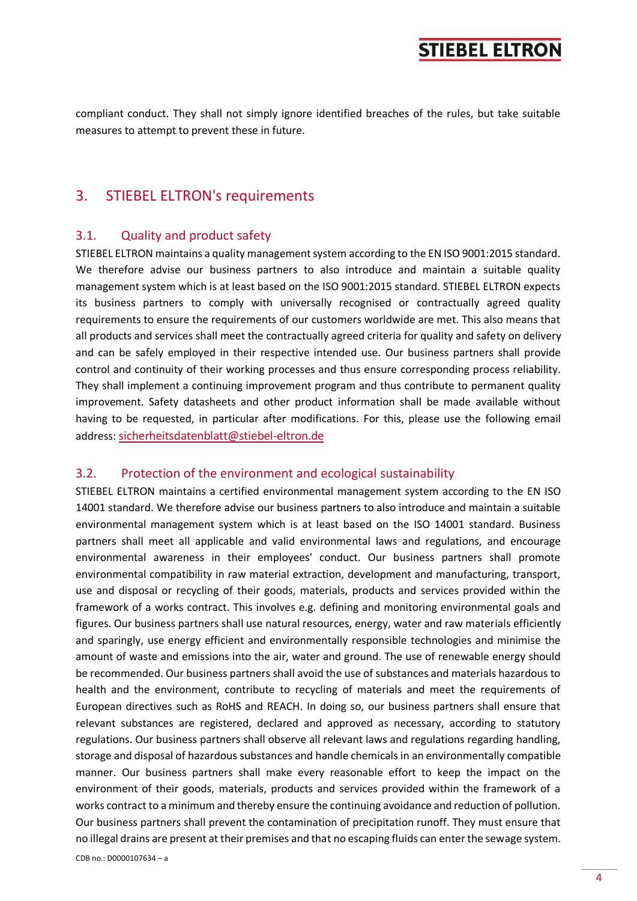compliant conduct. They shall not simply ignore identified breaches of the rules, but take suitable measures to attempt to prevent these in future.

## 3. STIEBEL ELTRON's requirements

### 3.1. Quality and product safety

STIEBEL ELTRON maintains a quality management system according to the EN ISO 9001:2015 standard. We therefore advise our business partners to also introduce and maintain a suitable quality management system which is at least based on the ISO 9001:2015 standard. STIEBEL ELTRON expects its business partners to comply with universally recognised or contractually agreed quality requirements to ensure the requirements of our customers worldwide are met. This also means that all products and services shall meet the contractually agreed criteria for quality and safety on delivery and can be safely employed in their respective intended use. Our business partners shall provide control and continuity of their working processes and thus ensure corresponding process reliability. They shall implement a continuing improvement program and thus contribute to permanent quality improvement. Safety datasheets and other product information shall be made available without having to be requested, in particular after modifications. For this, please use the following email address: sicherheitsdatenblatt@stiebel-eltron.de

### 3.2. Protection of the environment and ecological sustainability

STIEBEL ELTRON maintains a certified environmental management system according to the EN ISO 14001 standard. We therefore advise our business partners to also introduce and maintain a suitable environmental management system which is at least based on the ISO 14001 standard. Business partners shall meet all applicable and valid environmental laws and regulations, and encourage environmental awareness in their employees' conduct. Our business partners shall promote environmental compatibility in raw material extraction, development and manufacturing, transport, use and disposal or recycling of their goods, materials, products and services provided within the framework of a works contract. This involves e.g. defining and monitoring environmental goals and figures. Our business partners shall use natural resources, energy, water and raw materials efficiently and sparingly, use energy efficient and environmentally responsible technologies and minimise the amount of waste and emissions into the air, water and ground. The use of renewable energy should be recommended. Our business partners shall avoid the use of substances and materials hazardous to health and the environment, contribute to recycling of materials and meet the requirements of European directives such as RoHS and REACH. In doing so, our business partners shall ensure that relevant substances are registered, declared and approved as necessary, according to statutory regulations. Our business partners shall observe all relevant laws and regulations regarding handling, storage and disposal of hazardous substances and handle chemicals in an environmentally compatible manner. Our business partners shall make every reasonable effort to keep the impact on the environment of their goods, materials, products and services provided within the framework of a works contract to a minimum and thereby ensure the continuing avoidance and reduction of pollution. Our business partners shall prevent the contamination of precipitation runoff. They must ensure that no illegal drains are present at their premises and that no escaping fluids can enter the sewage system.

CDB no.: D0000107634 – a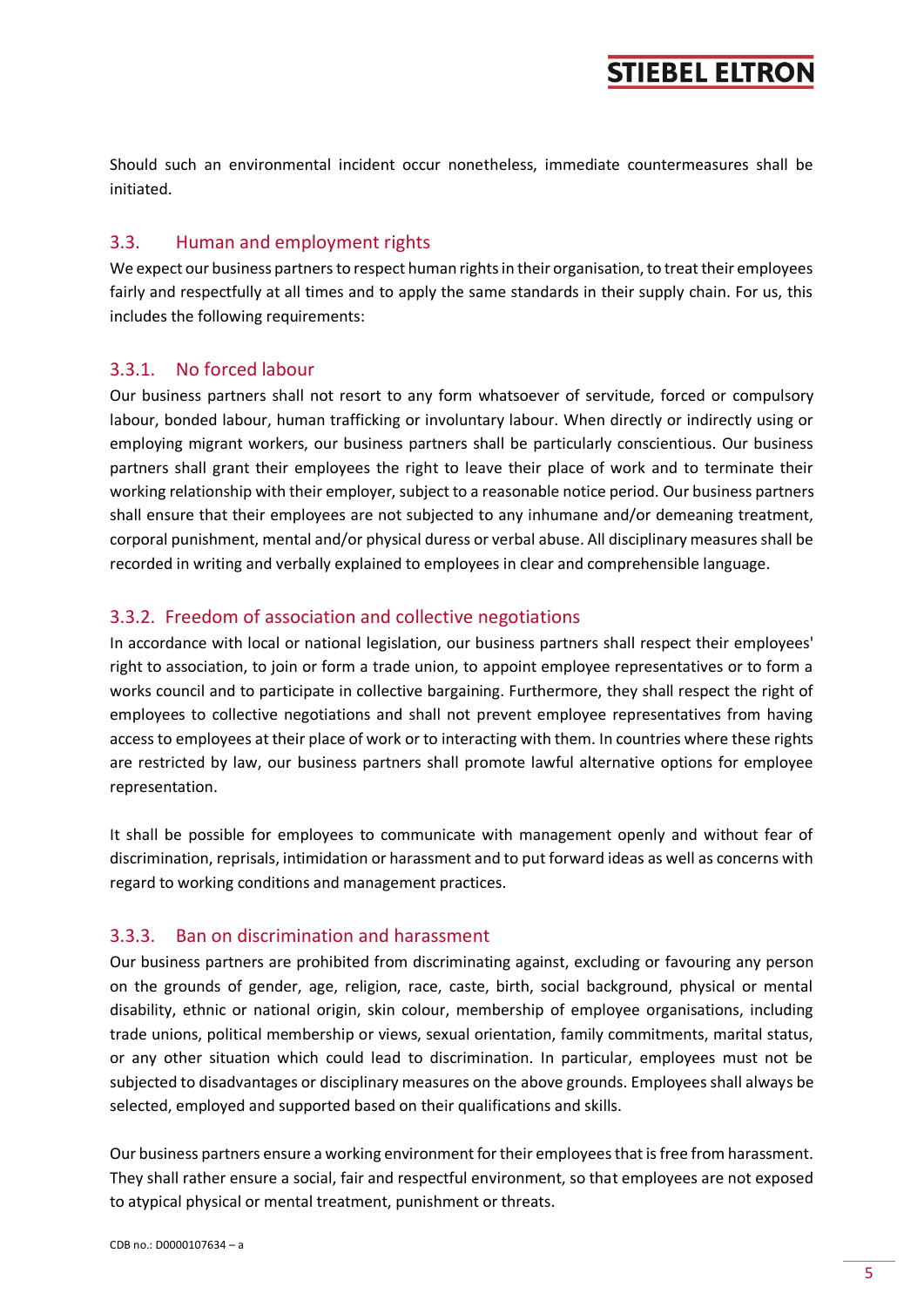Should such an environmental incident occur nonetheless, immediate countermeasures shall be initiated.

## 3.3. Human and employment rights

We expect our business partners to respect human rights in their organisation, to treat their employees fairly and respectfully at all times and to apply the same standards in their supply chain. For us, this includes the following requirements:

### 3.3.1. No forced labour

Our business partners shall not resort to any form whatsoever of servitude, forced or compulsory labour, bonded labour, human trafficking or involuntary labour. When directly or indirectly using or employing migrant workers, our business partners shall be particularly conscientious. Our business partners shall grant their employees the right to leave their place of work and to terminate their working relationship with their employer, subject to a reasonable notice period. Our business partners shall ensure that their employees are not subjected to any inhumane and/or demeaning treatment, corporal punishment, mental and/or physical duress or verbal abuse. All disciplinary measures shall be recorded in writing and verbally explained to employees in clear and comprehensible language.

### 3.3.2. Freedom of association and collective negotiations

In accordance with local or national legislation, our business partners shall respect their employees' right to association, to join or form a trade union, to appoint employee representatives or to form a works council and to participate in collective bargaining. Furthermore, they shall respect the right of employees to collective negotiations and shall not prevent employee representatives from having access to employees at their place of work or to interacting with them. In countries where these rights are restricted by law, our business partners shall promote lawful alternative options for employee representation.

It shall be possible for employees to communicate with management openly and without fear of discrimination, reprisals, intimidation or harassment and to put forward ideas as well as concerns with regard to working conditions and management practices.

### 3.3.3. Ban on discrimination and harassment

Our business partners are prohibited from discriminating against, excluding or favouring any person on the grounds of gender, age, religion, race, caste, birth, social background, physical or mental disability, ethnic or national origin, skin colour, membership of employee organisations, including trade unions, political membership or views, sexual orientation, family commitments, marital status, or any other situation which could lead to discrimination. In particular, employees must not be subjected to disadvantages or disciplinary measures on the above grounds. Employees shall always be selected, employed and supported based on their qualifications and skills.

Our business partners ensure a working environment for their employees that is free from harassment. They shall rather ensure a social, fair and respectful environment, so that employees are not exposed to atypical physical or mental treatment, punishment or threats.

CDB no.: D0000107634 – a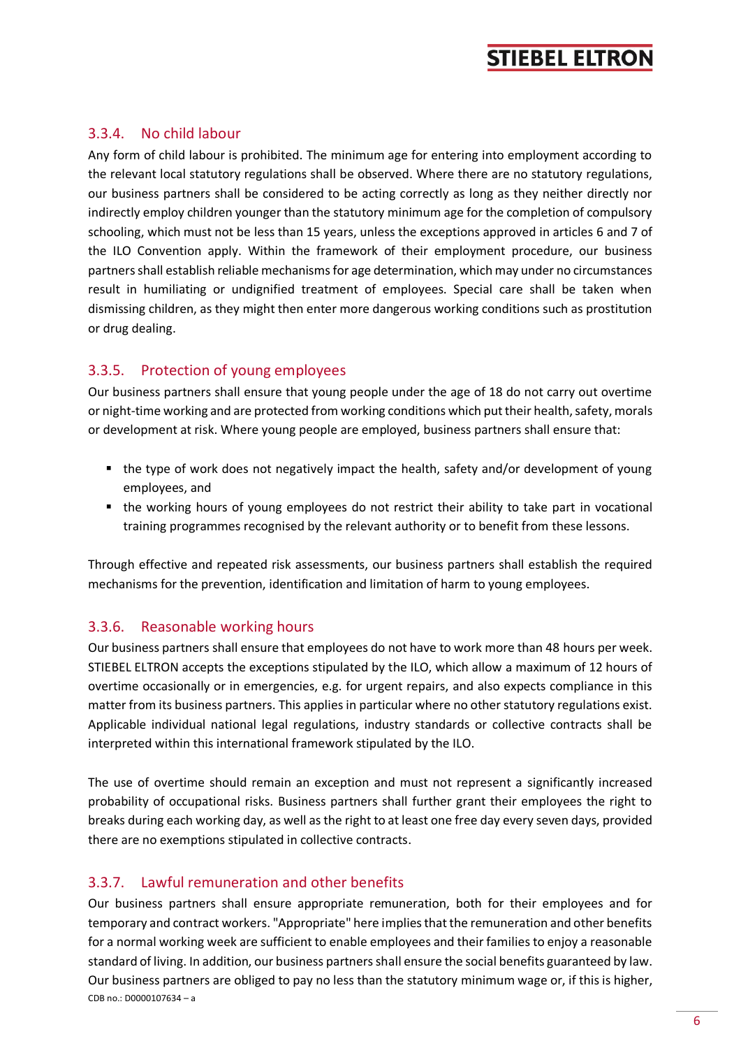### 3.3.4. No child labour

Any form of child labour is prohibited. The minimum age for entering into employment according to the relevant local statutory regulations shall be observed. Where there are no statutory regulations, our business partners shall be considered to be acting correctly as long as they neither directly nor indirectly employ children younger than the statutory minimum age for the completion of compulsory schooling, which must not be less than 15 years, unless the exceptions approved in articles 6 and 7 of the ILO Convention apply. Within the framework of their employment procedure, our business partners shall establish reliable mechanisms for age determination, which may under no circumstances result in humiliating or undignified treatment of employees. Special care shall be taken when dismissing children, as they might then enter more dangerous working conditions such as prostitution or drug dealing.

### 3.3.5. Protection of young employees

Our business partners shall ensure that young people under the age of 18 do not carry out overtime or night-time working and are protected from working conditions which put their health, safety, morals or development at risk. Where young people are employed, business partners shall ensure that:

- the type of work does not negatively impact the health, safety and/or development of young employees, and
- the working hours of young employees do not restrict their ability to take part in vocational training programmes recognised by the relevant authority or to benefit from these lessons.

Through effective and repeated risk assessments, our business partners shall establish the required mechanisms for the prevention, identification and limitation of harm to young employees.

### 3.3.6. Reasonable working hours

Our business partners shall ensure that employees do not have to work more than 48 hours per week. STIEBEL ELTRON accepts the exceptions stipulated by the ILO, which allow a maximum of 12 hours of overtime occasionally or in emergencies, e.g. for urgent repairs, and also expects compliance in this matter from its business partners. This applies in particular where no other statutory regulations exist. Applicable individual national legal regulations, industry standards or collective contracts shall be interpreted within this international framework stipulated by the ILO.

The use of overtime should remain an exception and must not represent a significantly increased probability of occupational risks. Business partners shall further grant their employees the right to breaks during each working day, as well as the right to at least one free day every seven days, provided there are no exemptions stipulated in collective contracts.

### 3.3.7. Lawful remuneration and other benefits

Our business partners shall ensure appropriate remuneration, both for their employees and for temporary and contract workers. "Appropriate" here implies that the remuneration and other benefits for a normal working week are sufficient to enable employees and their families to enjoy a reasonable standard of living. In addition, our business partners shall ensure the social benefits guaranteed by law. Our business partners are obliged to pay no less than the statutory minimum wage or, if this is higher,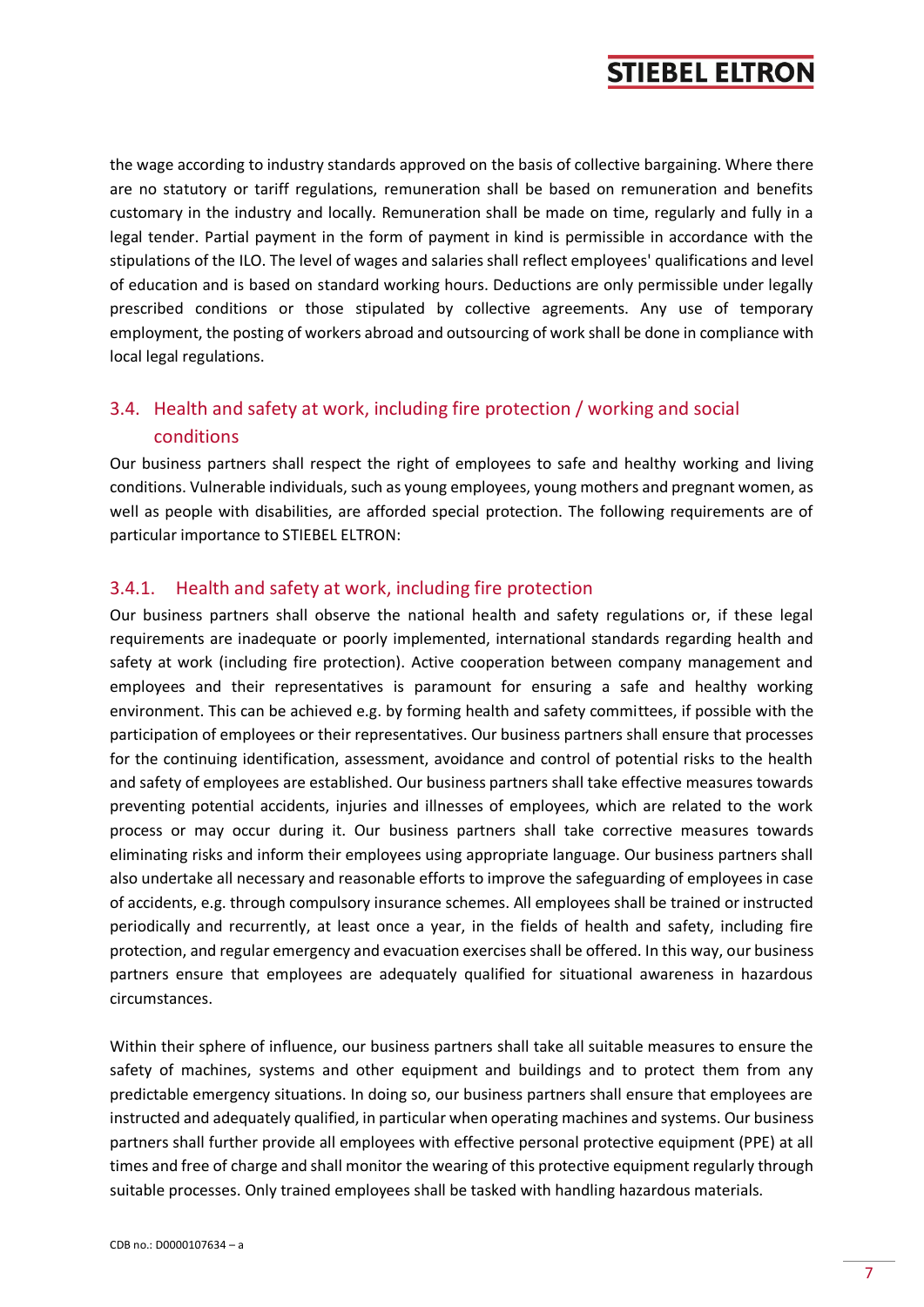the wage according to industry standards approved on the basis of collective bargaining. Where there are no statutory or tariff regulations, remuneration shall be based on remuneration and benefits customary in the industry and locally. Remuneration shall be made on time, regularly and fully in a legal tender. Partial payment in the form of payment in kind is permissible in accordance with the stipulations of the ILO. The level of wages and salaries shall reflect employees' qualifications and level of education and is based on standard working hours. Deductions are only permissible under legally prescribed conditions or those stipulated by collective agreements. Any use of temporary employment, the posting of workers abroad and outsourcing of work shall be done in compliance with local legal regulations.

## 3.4. Health and safety at work, including fire protection / working and social conditions

Our business partners shall respect the right of employees to safe and healthy working and living conditions. Vulnerable individuals, such as young employees, young mothers and pregnant women, as well as people with disabilities, are afforded special protection. The following requirements are of particular importance to STIEBEL ELTRON:

### 3.4.1. Health and safety at work, including fire protection

Our business partners shall observe the national health and safety regulations or, if these legal requirements are inadequate or poorly implemented, international standards regarding health and safety at work (including fire protection). Active cooperation between company management and employees and their representatives is paramount for ensuring a safe and healthy working environment. This can be achieved e.g. by forming health and safety committees, if possible with the participation of employees or their representatives. Our business partners shall ensure that processes for the continuing identification, assessment, avoidance and control of potential risks to the health and safety of employees are established. Our business partners shall take effective measures towards preventing potential accidents, injuries and illnesses of employees, which are related to the work process or may occur during it. Our business partners shall take corrective measures towards eliminating risks and inform their employees using appropriate language. Our business partners shall also undertake all necessary and reasonable efforts to improve the safeguarding of employees in case of accidents, e.g. through compulsory insurance schemes. All employees shall be trained or instructed periodically and recurrently, at least once a year, in the fields of health and safety, including fire protection, and regular emergency and evacuation exercises shall be offered. In this way, our business partners ensure that employees are adequately qualified for situational awareness in hazardous circumstances.

Within their sphere of influence, our business partners shall take all suitable measures to ensure the safety of machines, systems and other equipment and buildings and to protect them from any predictable emergency situations. In doing so, our business partners shall ensure that employees are instructed and adequately qualified, in particular when operating machines and systems. Our business partners shall further provide all employees with effective personal protective equipment (PPE) at all times and free of charge and shall monitor the wearing of this protective equipment regularly through suitable processes. Only trained employees shall be tasked with handling hazardous materials.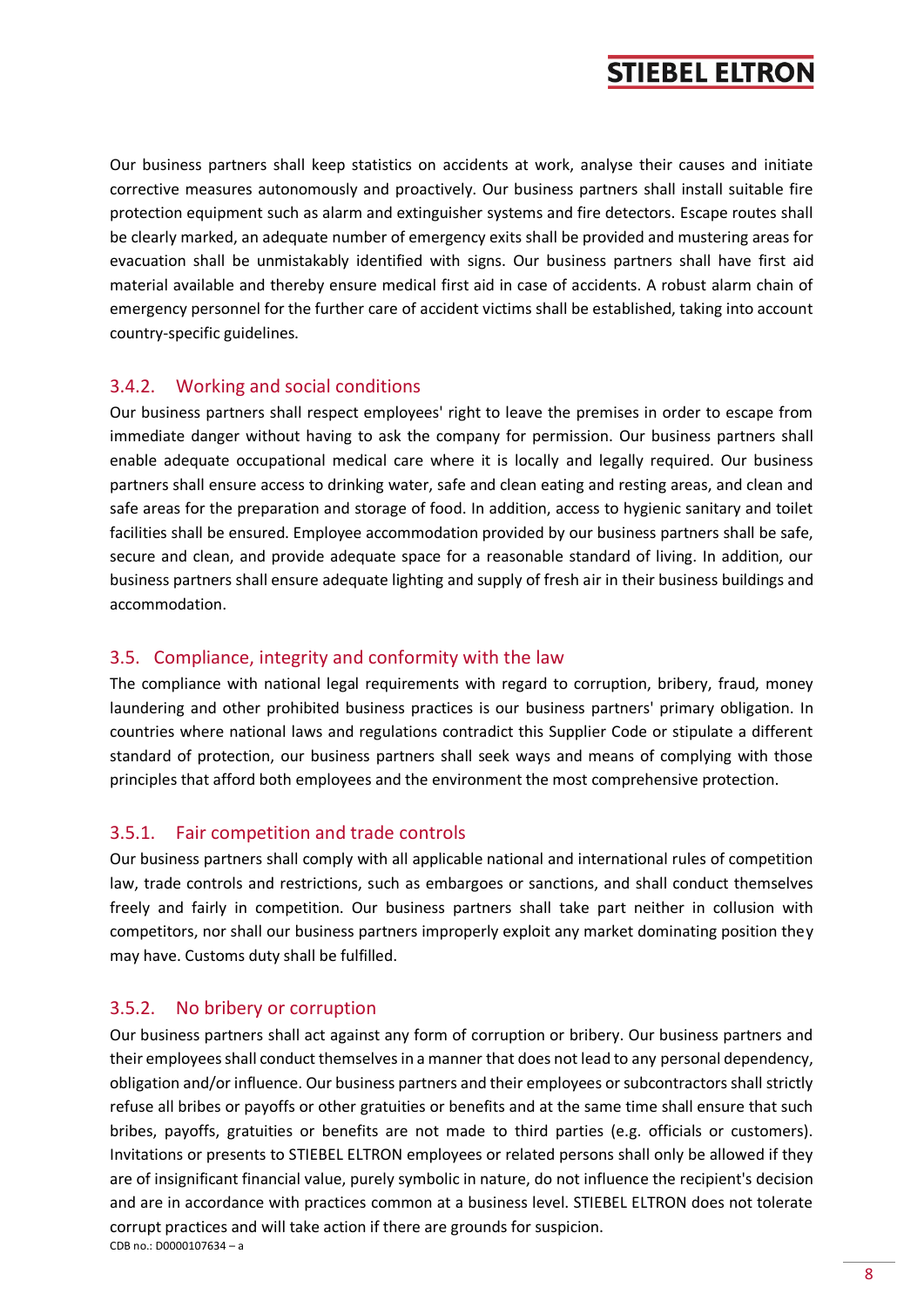Our business partners shall keep statistics on accidents at work, analyse their causes and initiate corrective measures autonomously and proactively. Our business partners shall install suitable fire protection equipment such as alarm and extinguisher systems and fire detectors. Escape routes shall be clearly marked, an adequate number of emergency exits shall be provided and mustering areas for evacuation shall be unmistakably identified with signs. Our business partners shall have first aid material available and thereby ensure medical first aid in case of accidents. A robust alarm chain of emergency personnel for the further care of accident victims shall be established, taking into account country-specific guidelines.

### 3.4.2. Working and social conditions

Our business partners shall respect employees' right to leave the premises in order to escape from immediate danger without having to ask the company for permission. Our business partners shall enable adequate occupational medical care where it is locally and legally required. Our business partners shall ensure access to drinking water, safe and clean eating and resting areas, and clean and safe areas for the preparation and storage of food. In addition, access to hygienic sanitary and toilet facilities shall be ensured. Employee accommodation provided by our business partners shall be safe, secure and clean, and provide adequate space for a reasonable standard of living. In addition, our business partners shall ensure adequate lighting and supply of fresh air in their business buildings and accommodation.

## 3.5. Compliance, integrity and conformity with the law

The compliance with national legal requirements with regard to corruption, bribery, fraud, money laundering and other prohibited business practices is our business partners' primary obligation. In countries where national laws and regulations contradict this Supplier Code or stipulate a different standard of protection, our business partners shall seek ways and means of complying with those principles that afford both employees and the environment the most comprehensive protection.

### 3.5.1. Fair competition and trade controls

Our business partners shall comply with all applicable national and international rules of competition law, trade controls and restrictions, such as embargoes or sanctions, and shall conduct themselves freely and fairly in competition. Our business partners shall take part neither in collusion with competitors, nor shall our business partners improperly exploit any market dominating position they may have. Customs duty shall be fulfilled.

### 3.5.2. No bribery or corruption

Our business partners shall act against any form of corruption or bribery. Our business partners and their employees shall conduct themselves in a manner that does not lead to any personal dependency, obligation and/or influence. Our business partners and their employees or subcontractors shall strictly refuse all bribes or payoffs or other gratuities or benefits and at the same time shall ensure that such bribes, payoffs, gratuities or benefits are not made to third parties (e.g. officials or customers). Invitations or presents to STIEBEL ELTRON employees or related persons shall only be allowed if they are of insignificant financial value, purely symbolic in nature, do not influence the recipient's decision and are in accordance with practices common at a business level. STIEBEL ELTRON does not tolerate corrupt practices and will take action if there are grounds for suspicion.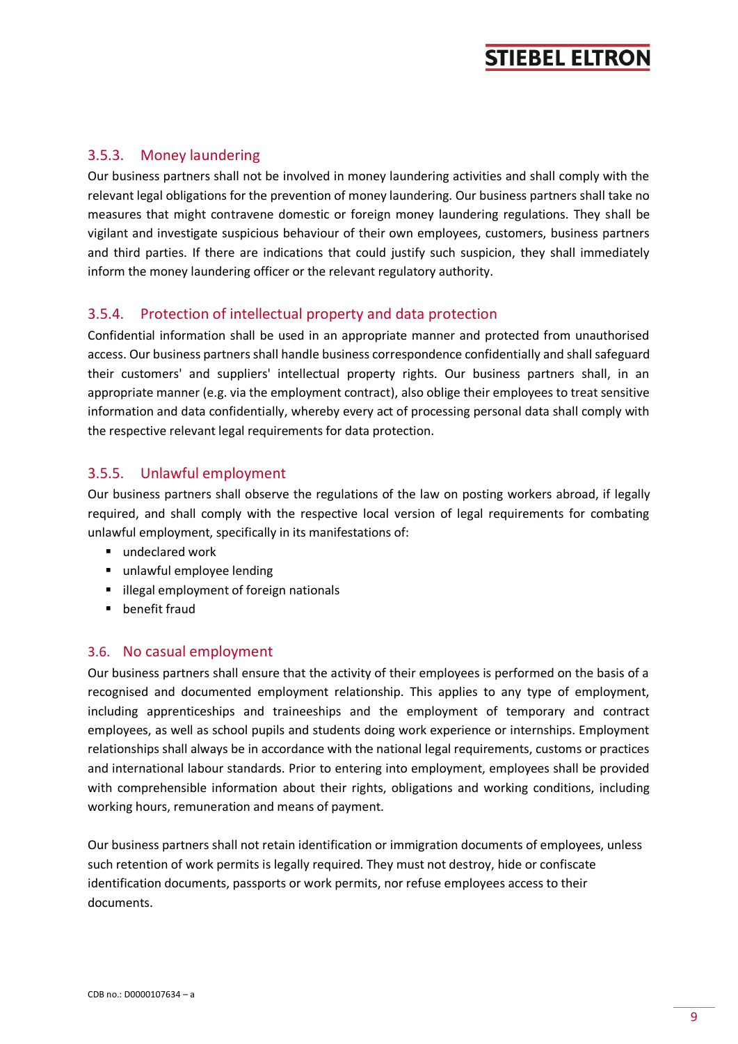### 3.5.3. Money laundering

Our business partners shall not be involved in money laundering activities and shall comply with the relevant legal obligations for the prevention of money laundering. Our business partners shall take no measures that might contravene domestic or foreign money laundering regulations. They shall be vigilant and investigate suspicious behaviour of their own employees, customers, business partners and third parties. If there are indications that could justify such suspicion, they shall immediately inform the money laundering officer or the relevant regulatory authority.

### 3.5.4. Protection of intellectual property and data protection

Confidential information shall be used in an appropriate manner and protected from unauthorised access. Our business partners shall handle business correspondence confidentially and shall safeguard their customers' and suppliers' intellectual property rights. Our business partners shall, in an appropriate manner (e.g. via the employment contract), also oblige their employees to treat sensitive information and data confidentially, whereby every act of processing personal data shall comply with the respective relevant legal requirements for data protection.

### 3.5.5. Unlawful employment

Our business partners shall observe the regulations of the law on posting workers abroad, if legally required, and shall comply with the respective local version of legal requirements for combating unlawful employment, specifically in its manifestations of:

- undeclared work
- unlawful employee lending
- illegal employment of foreign nationals
- benefit fraud

## 3.6. No casual employment

Our business partners shall ensure that the activity of their employees is performed on the basis of a recognised and documented employment relationship. This applies to any type of employment, including apprenticeships and traineeships and the employment of temporary and contract employees, as well as school pupils and students doing work experience or internships. Employment relationships shall always be in accordance with the national legal requirements, customs or practices and international labour standards. Prior to entering into employment, employees shall be provided with comprehensible information about their rights, obligations and working conditions, including working hours, remuneration and means of payment.

Our business partners shall not retain identification or immigration documents of employees, unless such retention of work permits is legally required. They must not destroy, hide or confiscate identification documents, passports or work permits, nor refuse employees access to their documents.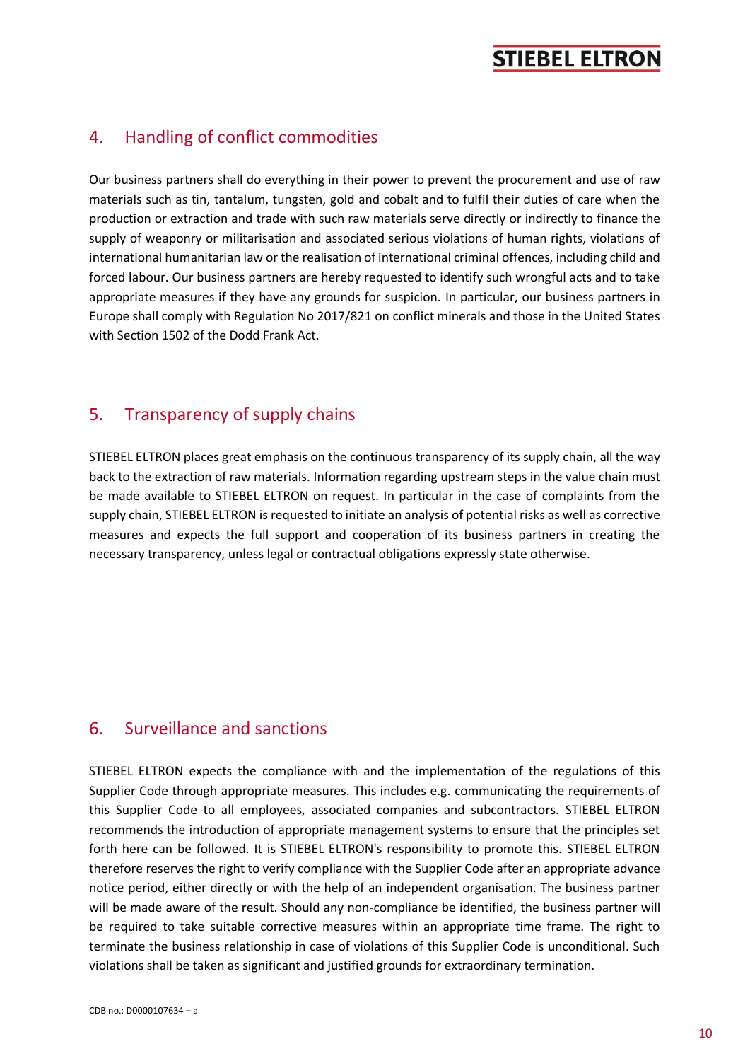## 4. Handling of conflict commodities

Our business partners shall do everything in their power to prevent the procurement and use of raw materials such as tin, tantalum, tungsten, gold and cobalt and to fulfil their duties of care when the production or extraction and trade with such raw materials serve directly or indirectly to finance the supply of weaponry or militarisation and associated serious violations of human rights, violations of international humanitarian law or the realisation of international criminal offences, including child and forced labour. Our business partners are hereby requested to identify such wrongful acts and to take appropriate measures if they have any grounds for suspicion. In particular, our business partners in Europe shall comply with Regulation No 2017/821 on conflict minerals and those in the United States with Section 1502 of the Dodd Frank Act.

## 5. Transparency of supply chains

STIEBEL ELTRON places great emphasis on the continuous transparency of its supply chain, all the way back to the extraction of raw materials. Information regarding upstream steps in the value chain must be made available to STIEBEL ELTRON on request. In particular in the case of complaints from the supply chain, STIEBEL ELTRON is requested to initiate an analysis of potential risks as well as corrective measures and expects the full support and cooperation of its business partners in creating the necessary transparency, unless legal or contractual obligations expressly state otherwise.

## 6. Surveillance and sanctions

STIEBEL ELTRON expects the compliance with and the implementation of the regulations of this Supplier Code through appropriate measures. This includes e.g. communicating the requirements of this Supplier Code to all employees, associated companies and subcontractors. STIEBEL ELTRON recommends the introduction of appropriate management systems to ensure that the principles set forth here can be followed. It is STIEBEL ELTRON's responsibility to promote this. STIEBEL ELTRON therefore reserves the right to verify compliance with the Supplier Code after an appropriate advance notice period, either directly or with the help of an independent organisation. The business partner will be made aware of the result. Should any non-compliance be identified, the business partner will be required to take suitable corrective measures within an appropriate time frame. The right to terminate the business relationship in case of violations of this Supplier Code is unconditional. Such violations shall be taken as significant and justified grounds for extraordinary termination.

CDB no.: D0000107634 – a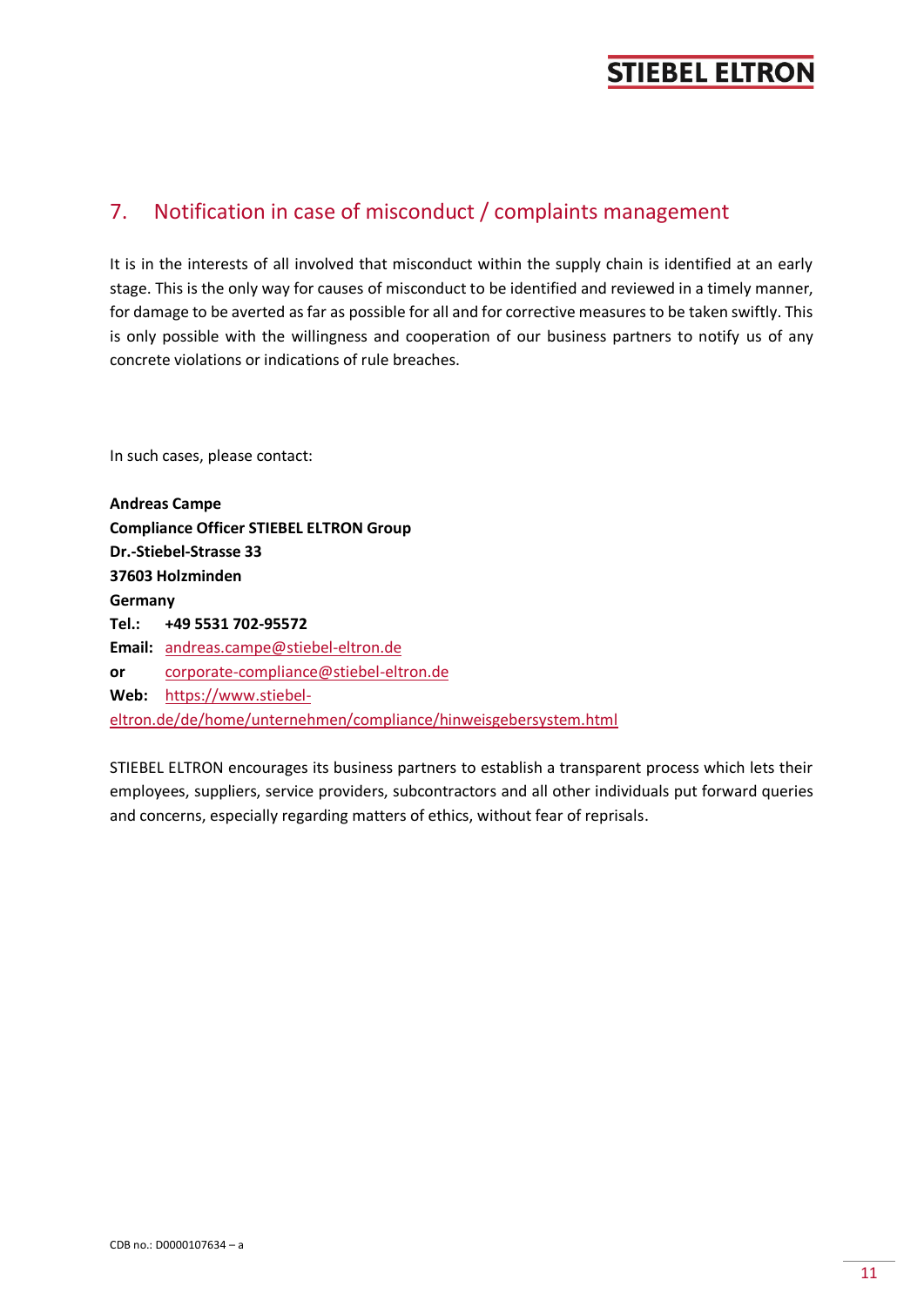## 7. Notification in case of misconduct / complaints management

It is in the interests of all involved that misconduct within the supply chain is identified at an early stage. This is the only way for causes of misconduct to be identified and reviewed in a timely manner, for damage to be averted as far as possible for all and for corrective measures to be taken swiftly. This is only possible with the willingness and cooperation of our business partners to notify us of any concrete violations or indications of rule breaches.

In such cases, please contact:

**Andreas Campe**
**Compliance Officer STIEBEL ELTRON Group**
**Dr.-Stiebel-Strasse 33**
**37603 Holzminden**
**Germany**
**Tel.:** **+49 5531 702-95572**
**Email:** andreas.campe@stiebel-eltron.de
**or** corporate-compliance@stiebel-eltron.de
**Web:** https://www.stiebel-eltron.de/de/home/unternehmen/compliance/hinweisgebersystem.html

STIEBEL ELTRON encourages its business partners to establish a transparent process which lets their employees, suppliers, service providers, subcontractors and all other individuals put forward queries and concerns, especially regarding matters of ethics, without fear of reprisals.

CDB no.: D0000107634 – a